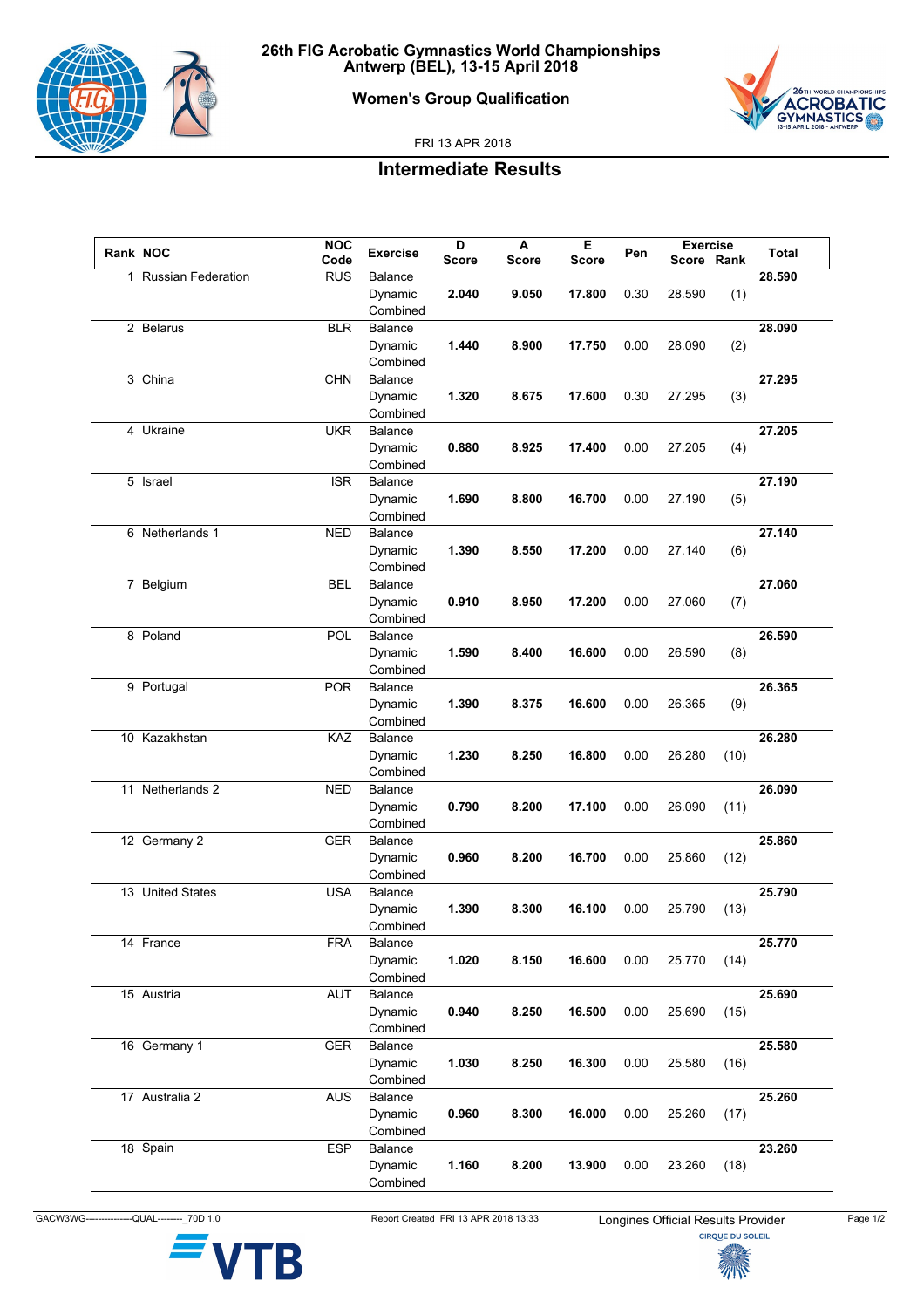# 26th FIG Acrobatic Gymnastics World Championships
## Antwerp (BEL), 13-15 April 2018

### Women's Group Qualification

FRI 13 APR 2018

## Intermediate Results

| Rank | NOC | NOC Code | Exercise | D Score | A Score | E Score | Pen | Exercise Score | Exercise Rank | Total |
|---|---|---|---|---|---|---|---|---|---|---|
| 1 | Russian Federation | RUS | Balance | | | | | | | **28.590** |
| | | | Dynamic | **2.040** | **9.050** | **17.800** | 0.30 | 28.590 | (1) | |
| | | | Combined | | | | | | | |
| 2 | Belarus | BLR | Balance | | | | | | | **28.090** |
| | | | Dynamic | **1.440** | **8.900** | **17.750** | 0.00 | 28.090 | (2) | |
| | | | Combined | | | | | | | |
| 3 | China | CHN | Balance | | | | | | | **27.295** |
| | | | Dynamic | **1.320** | **8.675** | **17.600** | 0.30 | 27.295 | (3) | |
| | | | Combined | | | | | | | |
| 4 | Ukraine | UKR | Balance | | | | | | | **27.205** |
| | | | Dynamic | **0.880** | **8.925** | **17.400** | 0.00 | 27.205 | (4) | |
| | | | Combined | | | | | | | |
| 5 | Israel | ISR | Balance | | | | | | | **27.190** |
| | | | Dynamic | **1.690** | **8.800** | **16.700** | 0.00 | 27.190 | (5) | |
| | | | Combined | | | | | | | |
| 6 | Netherlands 1 | NED | Balance | | | | | | | **27.140** |
| | | | Dynamic | **1.390** | **8.550** | **17.200** | 0.00 | 27.140 | (6) | |
| | | | Combined | | | | | | | |
| 7 | Belgium | BEL | Balance | | | | | | | **27.060** |
| | | | Dynamic | **0.910** | **8.950** | **17.200** | 0.00 | 27.060 | (7) | |
| | | | Combined | | | | | | | |
| 8 | Poland | POL | Balance | | | | | | | **26.590** |
| | | | Dynamic | **1.590** | **8.400** | **16.600** | 0.00 | 26.590 | (8) | |
| | | | Combined | | | | | | | |
| 9 | Portugal | POR | Balance | | | | | | | **26.365** |
| | | | Dynamic | **1.390** | **8.375** | **16.600** | 0.00 | 26.365 | (9) | |
| | | | Combined | | | | | | | |
| 10 | Kazakhstan | KAZ | Balance | | | | | | | **26.280** |
| | | | Dynamic | **1.230** | **8.250** | **16.800** | 0.00 | 26.280 | (10) | |
| | | | Combined | | | | | | | |
| 11 | Netherlands 2 | NED | Balance | | | | | | | **26.090** |
| | | | Dynamic | **0.790** | **8.200** | **17.100** | 0.00 | 26.090 | (11) | |
| | | | Combined | | | | | | | |
| 12 | Germany 2 | GER | Balance | | | | | | | **25.860** |
| | | | Dynamic | **0.960** | **8.200** | **16.700** | 0.00 | 25.860 | (12) | |
| | | | Combined | | | | | | | |
| 13 | United States | USA | Balance | | | | | | | **25.790** |
| | | | Dynamic | **1.390** | **8.300** | **16.100** | 0.00 | 25.790 | (13) | |
| | | | Combined | | | | | | | |
| 14 | France | FRA | Balance | | | | | | | **25.770** |
| | | | Dynamic | **1.020** | **8.150** | **16.600** | 0.00 | 25.770 | (14) | |
| | | | Combined | | | | | | | |
| 15 | Austria | AUT | Balance | | | | | | | **25.690** |
| | | | Dynamic | **0.940** | **8.250** | **16.500** | 0.00 | 25.690 | (15) | |
| | | | Combined | | | | | | | |
| 16 | Germany 1 | GER | Balance | | | | | | | **25.580** |
| | | | Dynamic | **1.030** | **8.250** | **16.300** | 0.00 | 25.580 | (16) | |
| | | | Combined | | | | | | | |
| 17 | Australia 2 | AUS | Balance | | | | | | | **25.260** |
| | | | Dynamic | **0.960** | **8.300** | **16.000** | 0.00 | 25.260 | (17) | |
| | | | Combined | | | | | | | |
| 18 | Spain | ESP | Balance | | | | | | | **23.260** |
| | | | Dynamic | **1.160** | **8.200** | **13.900** | 0.00 | 23.260 | (18) | |
| | | | Combined | | | | | | | |

GACW3WG---------------QUAL--------_70D 1.0    Report Created FRI 13 APR 2018 13:33    Longines Official Results Provider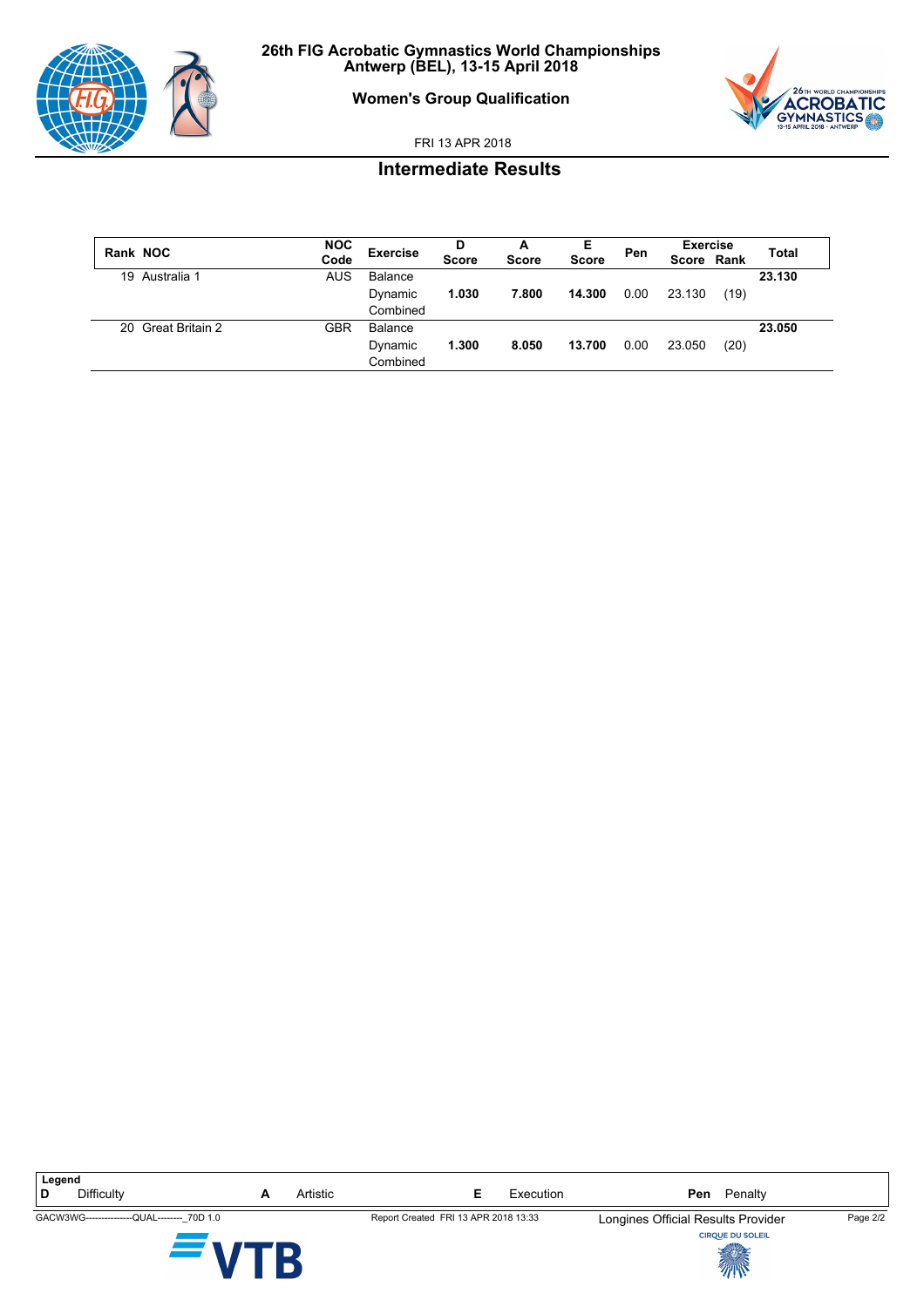**26th FIG Acrobatic Gymnastics World Championships**
**Antwerp (BEL), 13-15 April 2018**

**Women's Group Qualification**

FRI 13 APR 2018

## Intermediate Results

| Rank | NOC | NOC Code | Exercise | D Score | A Score | E Score | Pen | Exercise Score | Exercise Rank | Total |
|---|---|---|---|---|---|---|---|---|---|---|
| 19 | Australia 1 | AUS | Balance | | | | | | | **23.130** |
| | | | Dynamic Combined | **1.030** | **7.800** | **14.300** | 0.00 | 23.130 | (19) | |
| 20 | Great Britain 2 | GBR | Balance | | | | | | | **23.050** |
| | | | Dynamic Combined | **1.300** | **8.050** | **13.700** | 0.00 | 23.050 | (20) | |

**Legend**

| | | | |
|---|---|---|---|
| **D** Difficulty | **A** Artistic | **E** Execution | **Pen** Penalty |

GACW3WG----------------QUAL--------_70D 1.0 Report Created FRI 13 APR 2018 13:33 Longines Official Results Provider